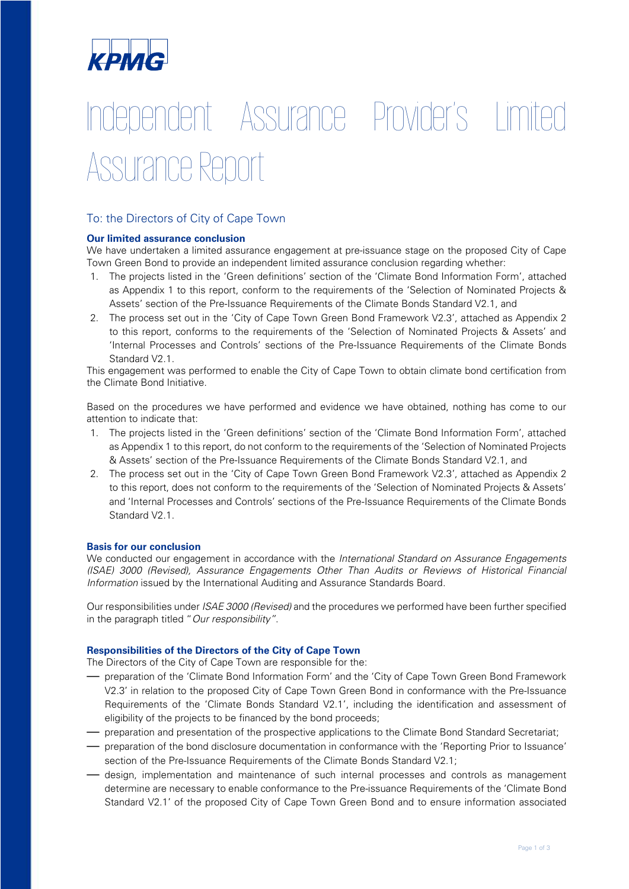KPMG

# Independent Assurance Provider's Limited Assurance Report

## To: the Directors of City of Cape Town

### Our limited assurance conclusion

We have undertaken a limited assurance engagement at pre-issuance stage on the proposed City of Cape Town Green Bond to provide an independent limited assurance conclusion regarding whether:

1. The projects listed in the 'Green definitions' section of the 'Climate Bond Information Form', attached as Appendix 1 to this report, conform to the requirements of the 'Selection of Nominated Projects & Assets' section of the Pre-Issuance Requirements of the Climate Bonds Standard V2.1, and
2. The process set out in the 'City of Cape Town Green Bond Framework V2.3', attached as Appendix 2 to this report, conforms to the requirements of the 'Selection of Nominated Projects & Assets' and 'Internal Processes and Controls' sections of the Pre-Issuance Requirements of the Climate Bonds Standard V2.1.

This engagement was performed to enable the City of Cape Town to obtain climate bond certification from the Climate Bond Initiative.

Based on the procedures we have performed and evidence we have obtained, nothing has come to our attention to indicate that:

1. The projects listed in the 'Green definitions' section of the 'Climate Bond Information Form', attached as Appendix 1 to this report, do not conform to the requirements of the 'Selection of Nominated Projects & Assets' section of the Pre-Issuance Requirements of the Climate Bonds Standard V2.1, and
2. The process set out in the 'City of Cape Town Green Bond Framework V2.3', attached as Appendix 2 to this report, does not conform to the requirements of the 'Selection of Nominated Projects & Assets' and 'Internal Processes and Controls' sections of the Pre-Issuance Requirements of the Climate Bonds Standard V2.1.

### Basis for our conclusion

We conducted our engagement in accordance with the *International Standard on Assurance Engagements (ISAE) 3000 (Revised), Assurance Engagements Other Than Audits or Reviews of Historical Financial Information* issued by the International Auditing and Assurance Standards Board.

Our responsibilities under *ISAE 3000 (Revised)* and the procedures we performed have been further specified in the paragraph titled "*Our responsibility*".

### Responsibilities of the Directors of the City of Cape Town

The Directors of the City of Cape Town are responsible for the:

- preparation of the 'Climate Bond Information Form' and the 'City of Cape Town Green Bond Framework V2.3' in relation to the proposed City of Cape Town Green Bond in conformance with the Pre-Issuance Requirements of the 'Climate Bonds Standard V2.1', including the identification and assessment of eligibility of the projects to be financed by the bond proceeds;
- preparation and presentation of the prospective applications to the Climate Bond Standard Secretariat;
- preparation of the bond disclosure documentation in conformance with the 'Reporting Prior to Issuance' section of the Pre-Issuance Requirements of the Climate Bonds Standard V2.1;
- design, implementation and maintenance of such internal processes and controls as management determine are necessary to enable conformance to the Pre-issuance Requirements of the 'Climate Bond Standard V2.1' of the proposed City of Cape Town Green Bond and to ensure information associated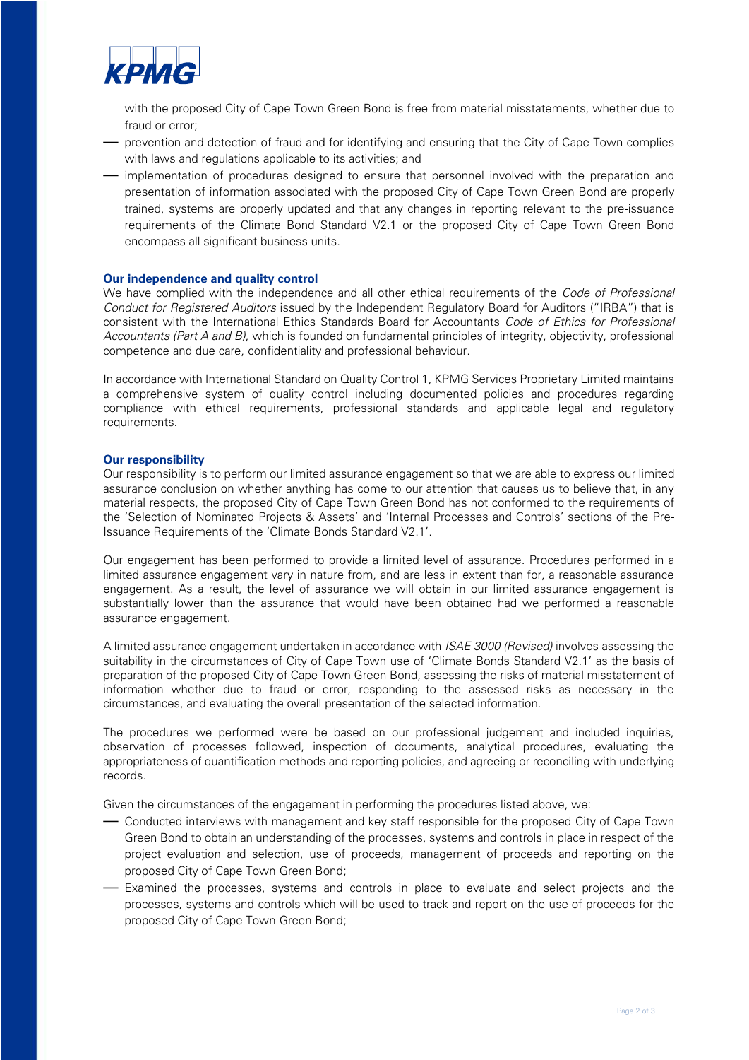with the proposed City of Cape Town Green Bond is free from material misstatements, whether due to fraud or error;

- prevention and detection of fraud and for identifying and ensuring that the City of Cape Town complies with laws and regulations applicable to its activities; and
- implementation of procedures designed to ensure that personnel involved with the preparation and presentation of information associated with the proposed City of Cape Town Green Bond are properly trained, systems are properly updated and that any changes in reporting relevant to the pre-issuance requirements of the Climate Bond Standard V2.1 or the proposed City of Cape Town Green Bond encompass all significant business units.

**Our independence and quality control**

We have complied with the independence and all other ethical requirements of the *Code of Professional Conduct for Registered Auditors* issued by the Independent Regulatory Board for Auditors ("IRBA") that is consistent with the International Ethics Standards Board for Accountants *Code of Ethics for Professional Accountants (Part A and B)*, which is founded on fundamental principles of integrity, objectivity, professional competence and due care, confidentiality and professional behaviour.

In accordance with International Standard on Quality Control 1, KPMG Services Proprietary Limited maintains a comprehensive system of quality control including documented policies and procedures regarding compliance with ethical requirements, professional standards and applicable legal and regulatory requirements.

**Our responsibility**

Our responsibility is to perform our limited assurance engagement so that we are able to express our limited assurance conclusion on whether anything has come to our attention that causes us to believe that, in any material respects, the proposed City of Cape Town Green Bond has not conformed to the requirements of the 'Selection of Nominated Projects & Assets' and 'Internal Processes and Controls' sections of the Pre-Issuance Requirements of the 'Climate Bonds Standard V2.1'.

Our engagement has been performed to provide a limited level of assurance. Procedures performed in a limited assurance engagement vary in nature from, and are less in extent than for, a reasonable assurance engagement. As a result, the level of assurance we will obtain in our limited assurance engagement is substantially lower than the assurance that would have been obtained had we performed a reasonable assurance engagement.

A limited assurance engagement undertaken in accordance with *ISAE 3000 (Revised)* involves assessing the suitability in the circumstances of City of Cape Town use of 'Climate Bonds Standard V2.1' as the basis of preparation of the proposed City of Cape Town Green Bond, assessing the risks of material misstatement of information whether due to fraud or error, responding to the assessed risks as necessary in the circumstances, and evaluating the overall presentation of the selected information.

The procedures we performed were be based on our professional judgement and included inquiries, observation of processes followed, inspection of documents, analytical procedures, evaluating the appropriateness of quantification methods and reporting policies, and agreeing or reconciling with underlying records.

Given the circumstances of the engagement in performing the procedures listed above, we:

- Conducted interviews with management and key staff responsible for the proposed City of Cape Town Green Bond to obtain an understanding of the processes, systems and controls in place in respect of the project evaluation and selection, use of proceeds, management of proceeds and reporting on the proposed City of Cape Town Green Bond;
- Examined the processes, systems and controls in place to evaluate and select projects and the processes, systems and controls which will be used to track and report on the use-of proceeds for the proposed City of Cape Town Green Bond;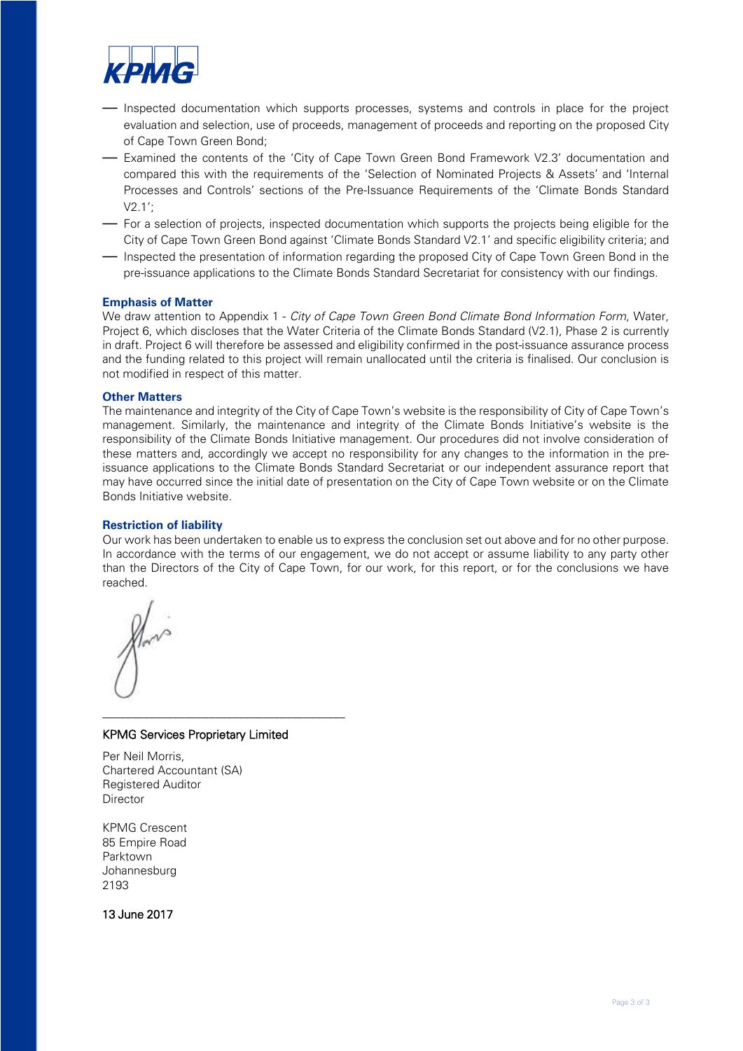- Inspected documentation which supports processes, systems and controls in place for the project evaluation and selection, use of proceeds, management of proceeds and reporting on the proposed City of Cape Town Green Bond;
- Examined the contents of the 'City of Cape Town Green Bond Framework V2.3' documentation and compared this with the requirements of the 'Selection of Nominated Projects & Assets' and 'Internal Processes and Controls' sections of the Pre-Issuance Requirements of the 'Climate Bonds Standard V2.1';
- For a selection of projects, inspected documentation which supports the projects being eligible for the City of Cape Town Green Bond against 'Climate Bonds Standard V2.1' and specific eligibility criteria; and
- Inspected the presentation of information regarding the proposed City of Cape Town Green Bond in the pre-issuance applications to the Climate Bonds Standard Secretariat for consistency with our findings.

**Emphasis of Matter**

We draw attention to Appendix 1 - *City of Cape Town Green Bond Climate Bond Information Form*, Water, Project 6, which discloses that the Water Criteria of the Climate Bonds Standard (V2.1), Phase 2 is currently in draft. Project 6 will therefore be assessed and eligibility confirmed in the post-issuance assurance process and the funding related to this project will remain unallocated until the criteria is finalised. Our conclusion is not modified in respect of this matter.

**Other Matters**

The maintenance and integrity of the City of Cape Town's website is the responsibility of City of Cape Town's management. Similarly, the maintenance and integrity of the Climate Bonds Initiative's website is the responsibility of the Climate Bonds Initiative management. Our procedures did not involve consideration of these matters and, accordingly we accept no responsibility for any changes to the information in the pre-issuance applications to the Climate Bonds Standard Secretariat or our independent assurance report that may have occurred since the initial date of presentation on the City of Cape Town website or on the Climate Bonds Initiative website.

**Restriction of liability**

Our work has been undertaken to enable us to express the conclusion set out above and for no other purpose. In accordance with the terms of our engagement, we do not accept or assume liability to any party other than the Directors of the City of Cape Town, for our work, for this report, or for the conclusions we have reached.

KPMG Services Proprietary Limited

Per Neil Morris,
Chartered Accountant (SA)
Registered Auditor
Director

KPMG Crescent
85 Empire Road
Parktown
Johannesburg
2193

13 June 2017